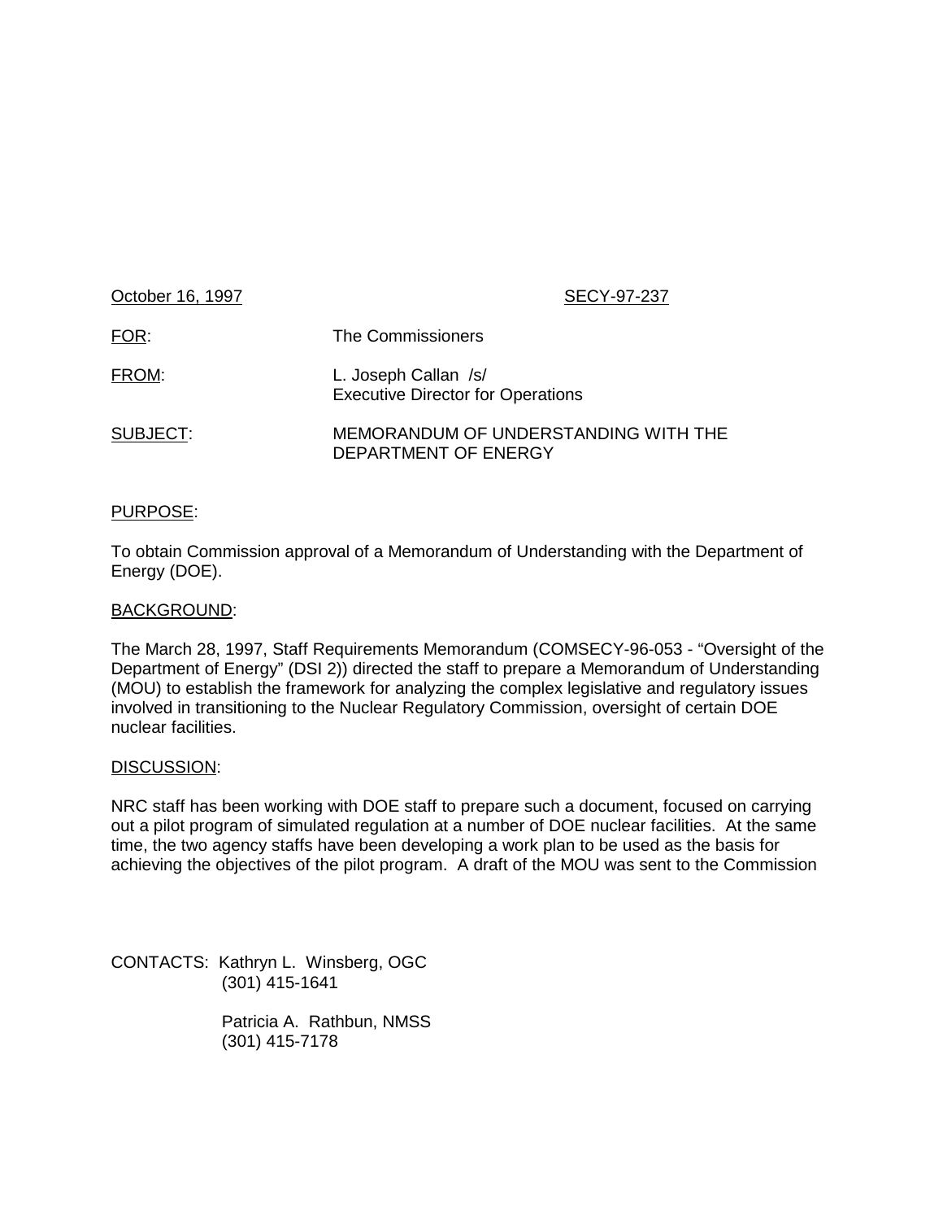October 16, 1997 SECY-97-237

FOR: The Commissioners

FROM: L. Joseph Callan /s/
Executive Director for Operations

SUBJECT: MEMORANDUM OF UNDERSTANDING WITH THE DEPARTMENT OF ENERGY

PURPOSE:

To obtain Commission approval of a Memorandum of Understanding with the Department of Energy (DOE).

BACKGROUND:

The March 28, 1997, Staff Requirements Memorandum (COMSECY-96-053 - "Oversight of the Department of Energy" (DSI 2)) directed the staff to prepare a Memorandum of Understanding (MOU) to establish the framework for analyzing the complex legislative and regulatory issues involved in transitioning to the Nuclear Regulatory Commission, oversight of certain DOE nuclear facilities.

DISCUSSION:

NRC staff has been working with DOE staff to prepare such a document, focused on carrying out a pilot program of simulated regulation at a number of DOE nuclear facilities. At the same time, the two agency staffs have been developing a work plan to be used as the basis for achieving the objectives of the pilot program. A draft of the MOU was sent to the Commission

CONTACTS: Kathryn L. Winsberg, OGC
(301) 415-1641

Patricia A. Rathbun, NMSS
(301) 415-7178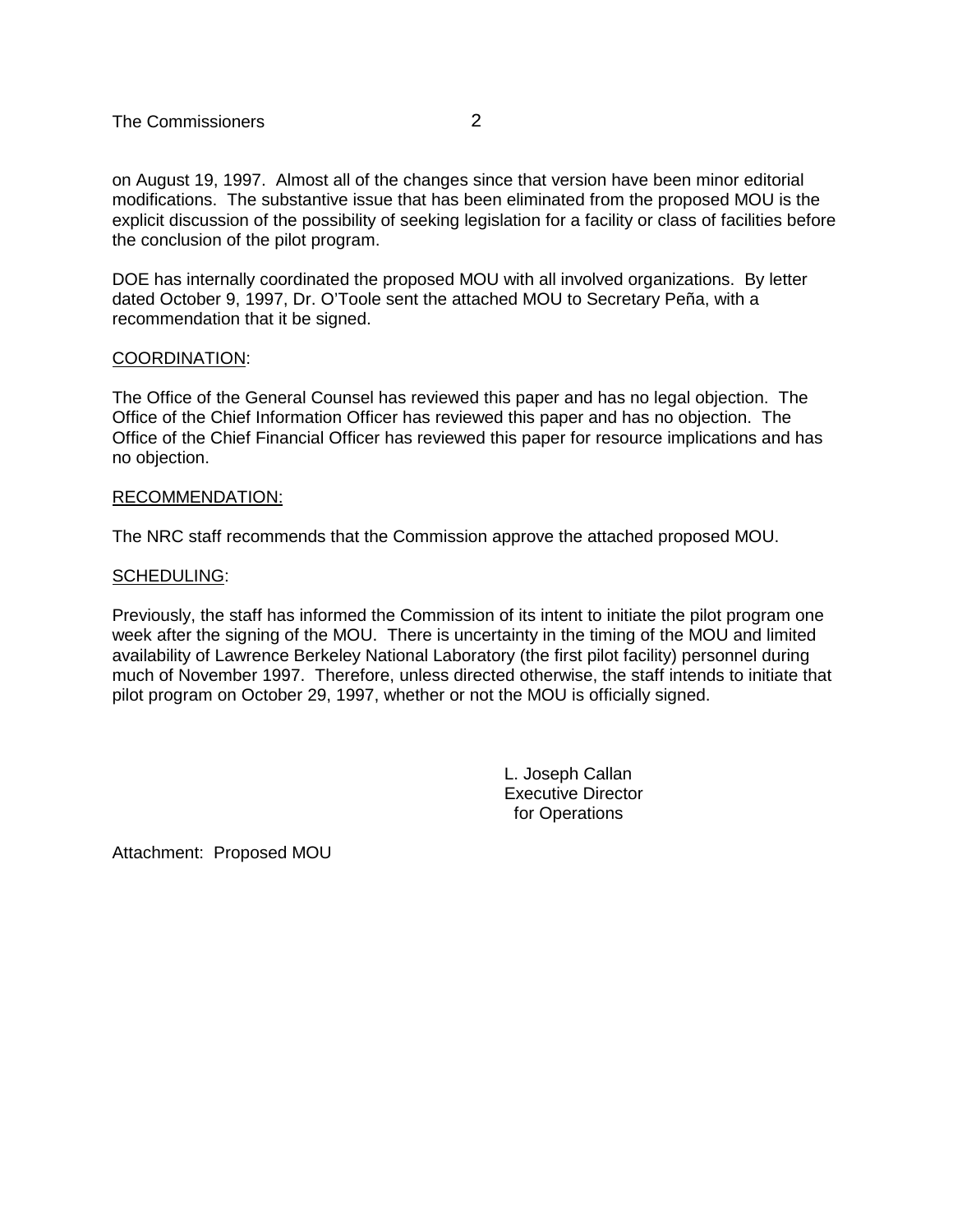on August 19, 1997. Almost all of the changes since that version have been minor editorial modifications. The substantive issue that has been eliminated from the proposed MOU is the explicit discussion of the possibility of seeking legislation for a facility or class of facilities before the conclusion of the pilot program.

DOE has internally coordinated the proposed MOU with all involved organizations. By letter dated October 9, 1997, Dr. O'Toole sent the attached MOU to Secretary Peña, with a recommendation that it be signed.

COORDINATION:

The Office of the General Counsel has reviewed this paper and has no legal objection. The Office of the Chief Information Officer has reviewed this paper and has no objection. The Office of the Chief Financial Officer has reviewed this paper for resource implications and has no objection.

RECOMMENDATION:

The NRC staff recommends that the Commission approve the attached proposed MOU.

SCHEDULING:

Previously, the staff has informed the Commission of its intent to initiate the pilot program one week after the signing of the MOU. There is uncertainty in the timing of the MOU and limited availability of Lawrence Berkeley National Laboratory (the first pilot facility) personnel during much of November 1997. Therefore, unless directed otherwise, the staff intends to initiate that pilot program on October 29, 1997, whether or not the MOU is officially signed.

L. Joseph Callan
Executive Director
for Operations

Attachment: Proposed MOU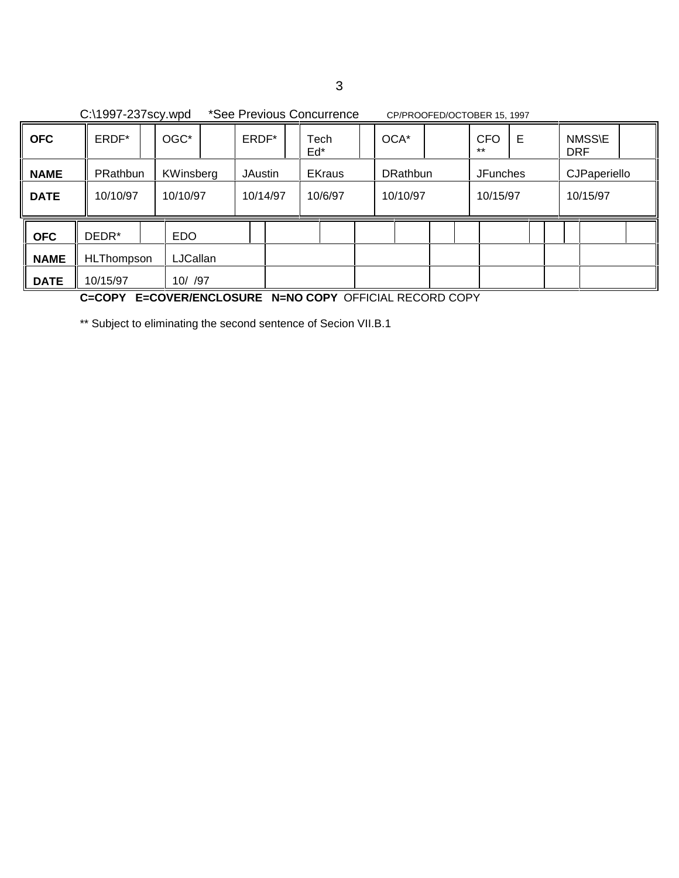C:\1997-237scy.wpd *See Previous Concurrence CP/PROOFED/OCTOBER 15, 1997

| OFC | ERDF* | OGC* | ERDF* | Tech Ed* | OCA* | CFO ** E | NMSS\EDRF |
|---|---|---|---|---|---|---|---|
| NAME | PRathbun | KWinsberg | JAustin | EKraus | DRathbun | JFunches | CJPaperiello |
| DATE | 10/10/97 | 10/10/97 | 10/14/97 | 10/6/97 | 10/10/97 | 10/15/97 | 10/15/97 |

| OFC | DEDR* | EDO | | | | | |
|---|---|---|---|---|---|---|---|
| NAME | HLThompson | LJCallan | | | | | |
| DATE | 10/15/97 | 10/ /97 | | | | | |

**C=COPY E=COVER/ENCLOSURE N=NO COPY** OFFICIAL RECORD COPY

** Subject to eliminating the second sentence of Secion VII.B.1